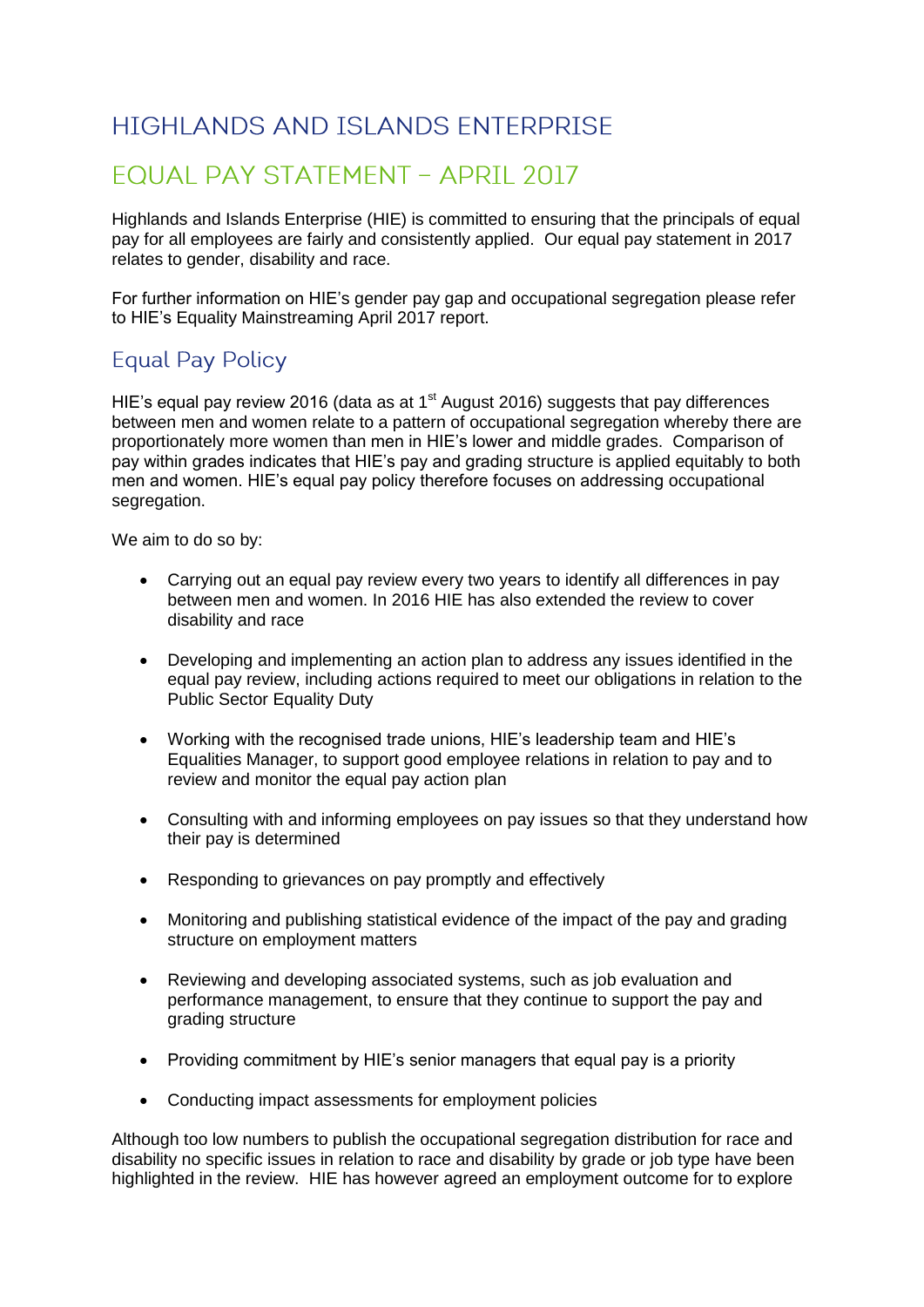# HIGHLANDS AND ISLANDS ENTERPRISE

## EQUAL PAY STATEMENT – APRIL 2017

Highlands and Islands Enterprise (HIE) is committed to ensuring that the principals of equal pay for all employees are fairly and consistently applied. Our equal pay statement in 2017 relates to gender, disability and race.

For further information on HIE's gender pay gap and occupational segregation please refer to HIE's Equality Mainstreaming April 2017 report.

### Equal Pay Policy

HIE's equal pay review 2016 (data as at 1st August 2016) suggests that pay differences between men and women relate to a pattern of occupational segregation whereby there are proportionately more women than men in HIE's lower and middle grades. Comparison of pay within grades indicates that HIE's pay and grading structure is applied equitably to both men and women. HIE's equal pay policy therefore focuses on addressing occupational segregation.

We aim to do so by:

- Carrying out an equal pay review every two years to identify all differences in pay between men and women. In 2016 HIE has also extended the review to cover disability and race
- Developing and implementing an action plan to address any issues identified in the equal pay review, including actions required to meet our obligations in relation to the Public Sector Equality Duty
- Working with the recognised trade unions, HIE's leadership team and HIE's Equalities Manager, to support good employee relations in relation to pay and to review and monitor the equal pay action plan
- Consulting with and informing employees on pay issues so that they understand how their pay is determined
- Responding to grievances on pay promptly and effectively
- Monitoring and publishing statistical evidence of the impact of the pay and grading structure on employment matters
- Reviewing and developing associated systems, such as job evaluation and performance management, to ensure that they continue to support the pay and grading structure
- Providing commitment by HIE's senior managers that equal pay is a priority
- Conducting impact assessments for employment policies

Although too low numbers to publish the occupational segregation distribution for race and disability no specific issues in relation to race and disability by grade or job type have been highlighted in the review. HIE has however agreed an employment outcome for to explore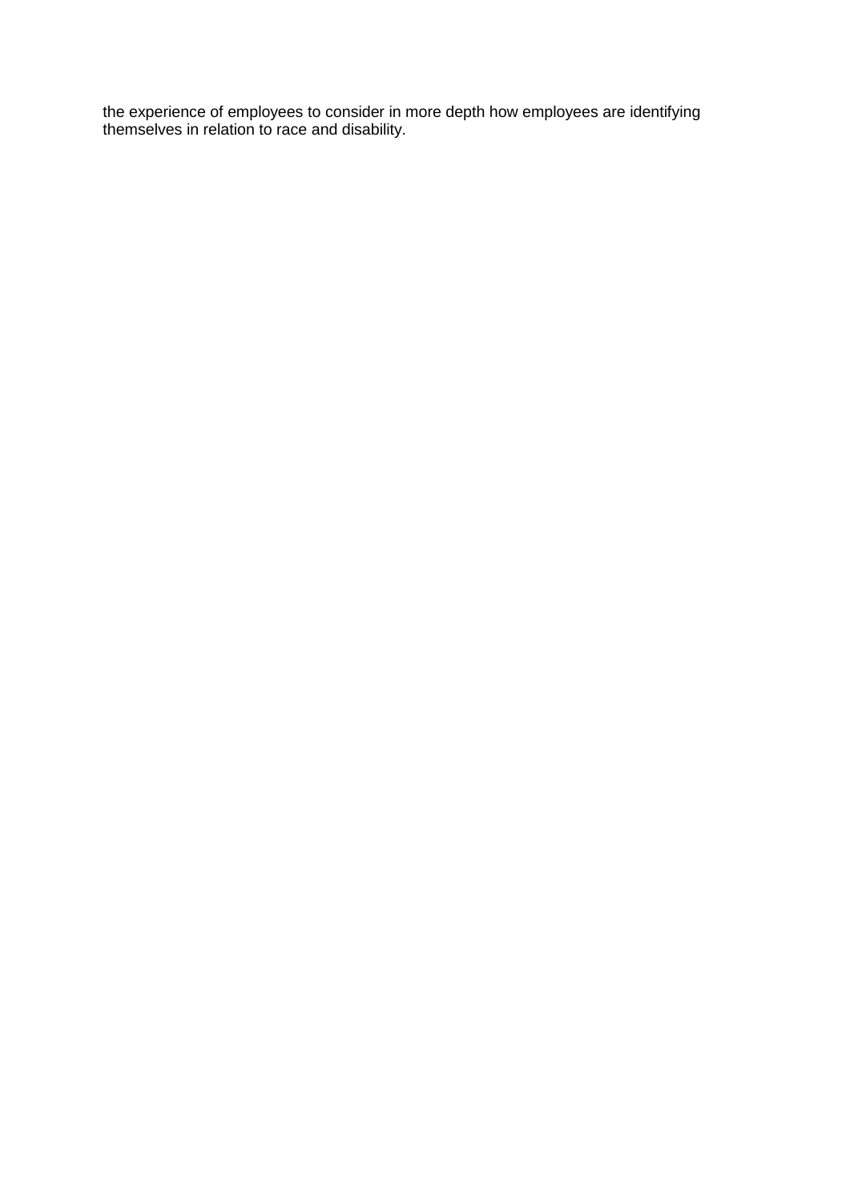the experience of employees to consider in more depth how employees are identifying themselves in relation to race and disability.